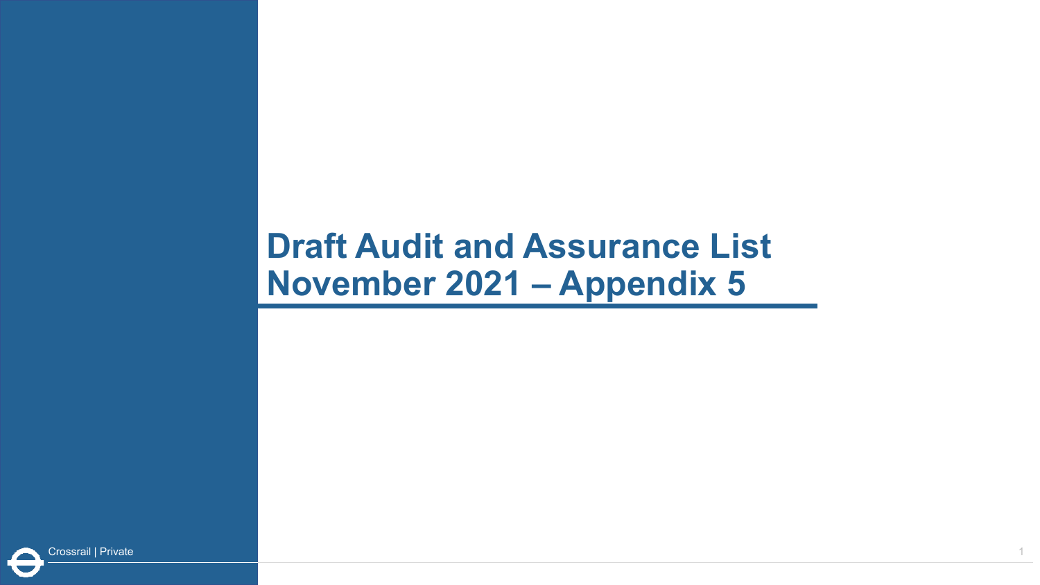# Draft Audit and Assurance List November 2021 – Appendix 5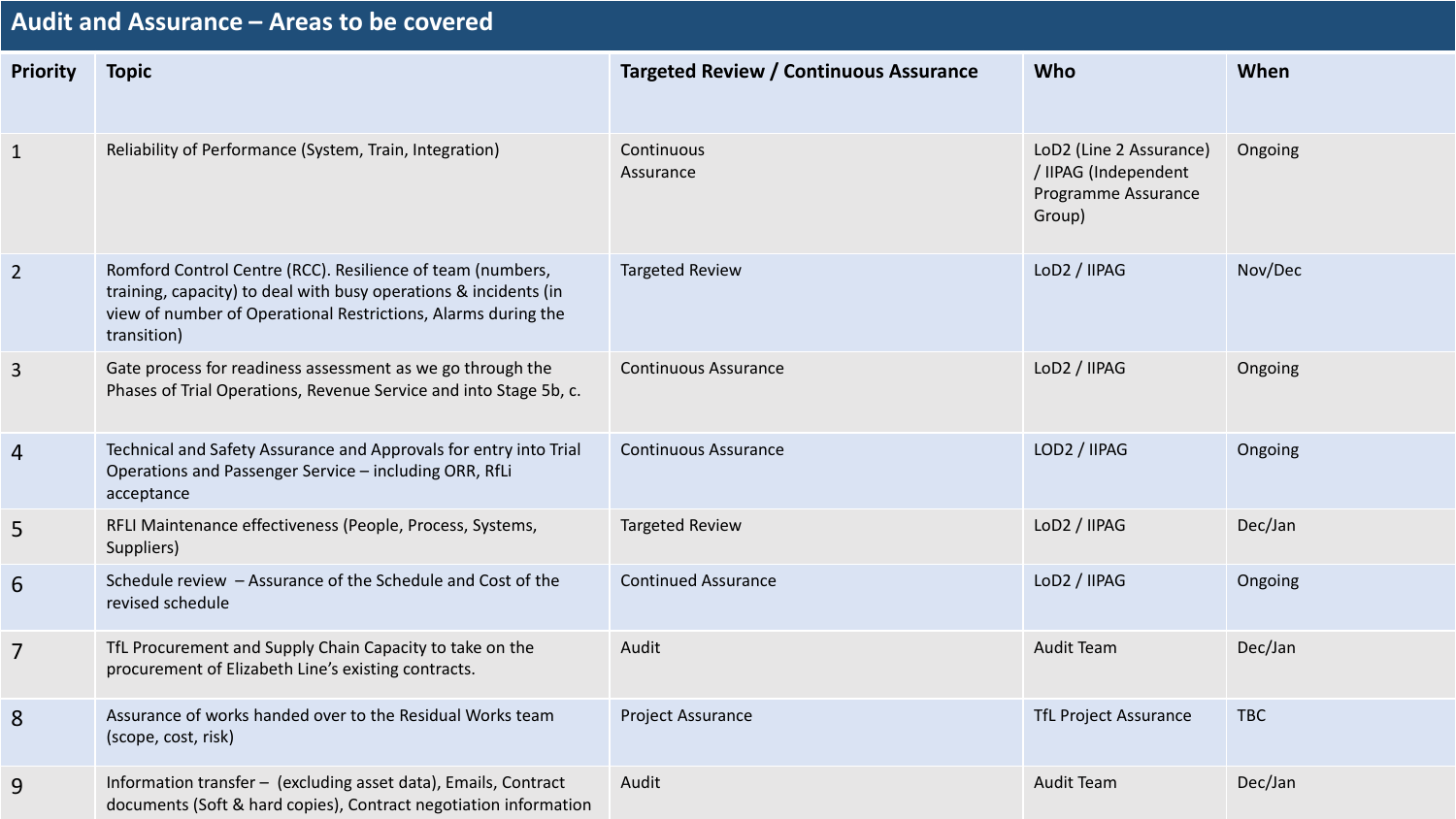## Audit and Assurance – Areas to be covered

| Priority | Topic | Targeted Review / Continuous Assurance | Who | When |
|---|---|---|---|---|
| 1 | Reliability of Performance (System, Train, Integration) | Continuous Assurance | LoD2 (Line 2 Assurance) / IIPAG (Independent Programme Assurance Group) | Ongoing |
| 2 | Romford Control Centre (RCC). Resilience of team (numbers, training, capacity) to deal with busy operations & incidents (in view of number of Operational Restrictions, Alarms during the transition) | Targeted Review | LoD2 / IIPAG | Nov/Dec |
| 3 | Gate process for readiness assessment as we go through the Phases of Trial Operations, Revenue Service and into Stage 5b, c. | Continuous Assurance | LoD2 / IIPAG | Ongoing |
| 4 | Technical and Safety Assurance and Approvals for entry into Trial Operations and Passenger Service – including ORR, RfLi acceptance | Continuous Assurance | LOD2 / IIPAG | Ongoing |
| 5 | RFLI Maintenance effectiveness (People, Process, Systems, Suppliers) | Targeted Review | LoD2 / IIPAG | Dec/Jan |
| 6 | Schedule review – Assurance of the Schedule and Cost of the revised schedule | Continued Assurance | LoD2 / IIPAG | Ongoing |
| 7 | TfL Procurement and Supply Chain Capacity to take on the procurement of Elizabeth Line's existing contracts. | Audit | Audit Team | Dec/Jan |
| 8 | Assurance of works handed over to the Residual Works team (scope, cost, risk) | Project Assurance | TfL Project Assurance | TBC |
| 9 | Information transfer – (excluding asset data), Emails, Contract documents (Soft & hard copies), Contract negotiation information | Audit | Audit Team | Dec/Jan |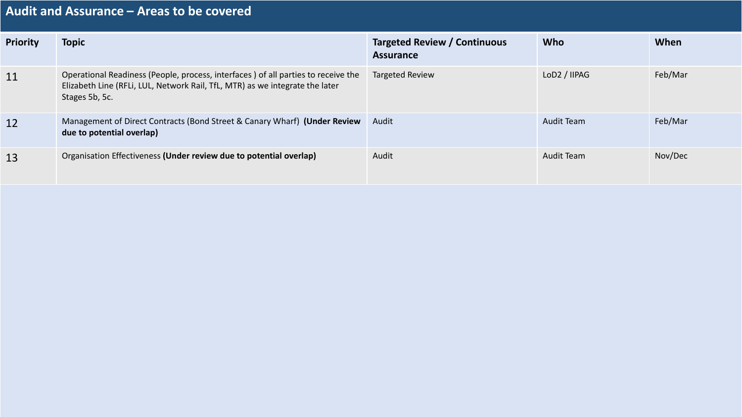# Audit and Assurance – Areas to be covered

| Priority | Topic | Targeted Review / Continuous Assurance | Who | When |
|---|---|---|---|---|
| 11 | Operational Readiness (People, process, interfaces ) of all parties to receive the Elizabeth Line (RFLi, LUL, Network Rail, TfL, MTR) as we integrate the later Stages 5b, 5c. | Targeted Review | LoD2 / IIPAG | Feb/Mar |
| 12 | Management of Direct Contracts (Bond Street & Canary Wharf) **(Under Review due to potential overlap)** | Audit | Audit Team | Feb/Mar |
| 13 | Organisation Effectiveness **(Under review due to potential overlap)** | Audit | Audit Team | Nov/Dec |